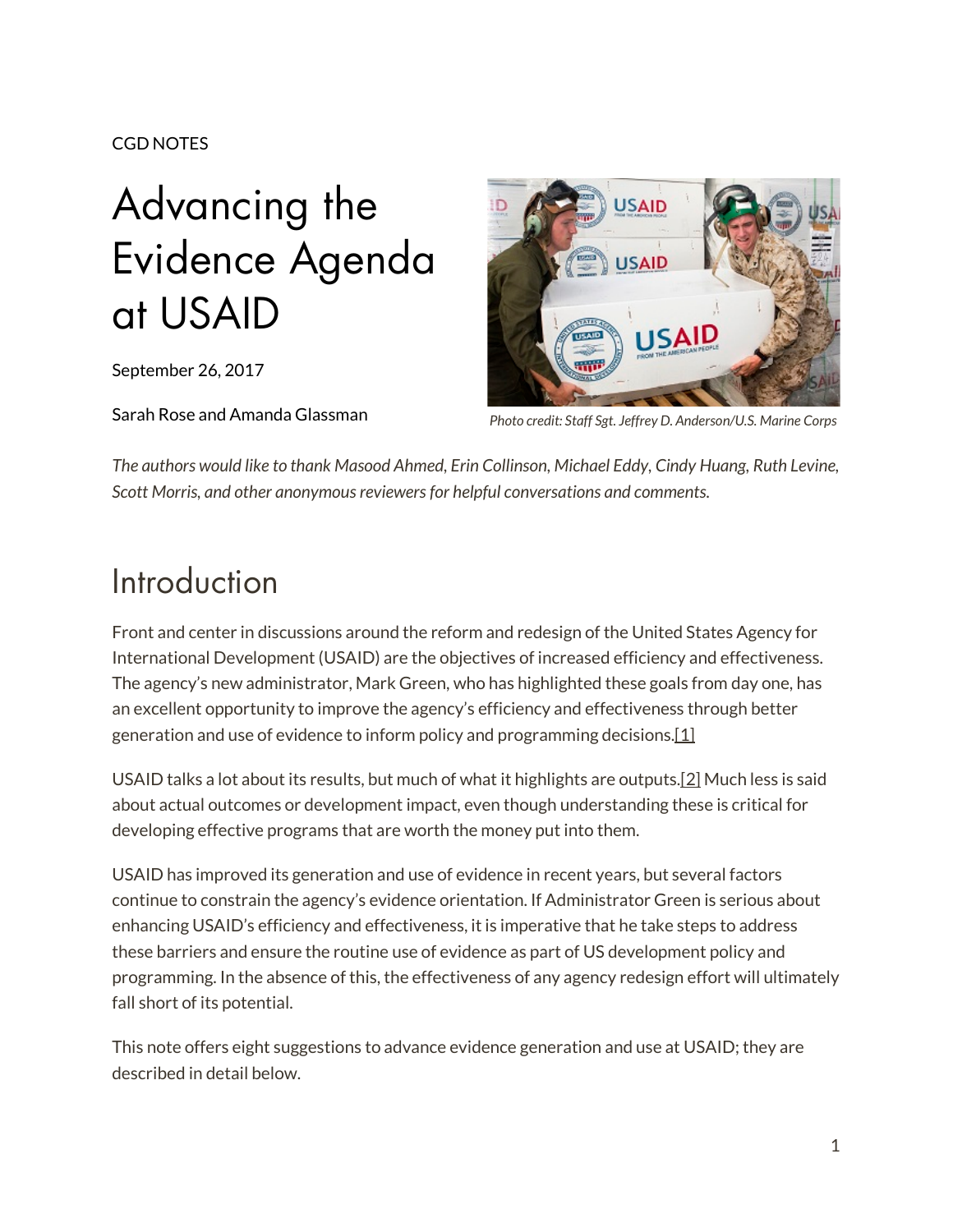CGD NOTES

# Advancing the Evidence Agenda at USAID

September 26, 2017

Sarah Rose and Amanda Glassman

Photo credit: Staff Sgt. Jeffrey D. Anderson/U.S. Marine Corps

*The authors would like to thank Masood Ahmed, Erin Collinson, Michael Eddy, Cindy Huang, Ruth Levine, Scott Morris, and other anonymous reviewers for helpful conversations and comments.*

## Introduction

Front and center in discussions around the reform and redesign of the United States Agency for International Development (USAID) are the objectives of increased efficiency and effectiveness. The agency's new administrator, Mark Green, who has highlighted these goals from day one, has an excellent opportunity to improve the agency's efficiency and effectiveness through better generation and use of evidence to inform policy and programming decisions.[1]

USAID talks a lot about its results, but much of what it highlights are outputs.[2] Much less is said about actual outcomes or development impact, even though understanding these is critical for developing effective programs that are worth the money put into them.

USAID has improved its generation and use of evidence in recent years, but several factors continue to constrain the agency's evidence orientation. If Administrator Green is serious about enhancing USAID's efficiency and effectiveness, it is imperative that he take steps to address these barriers and ensure the routine use of evidence as part of US development policy and programming. In the absence of this, the effectiveness of any agency redesign effort will ultimately fall short of its potential.

This note offers eight suggestions to advance evidence generation and use at USAID; they are described in detail below.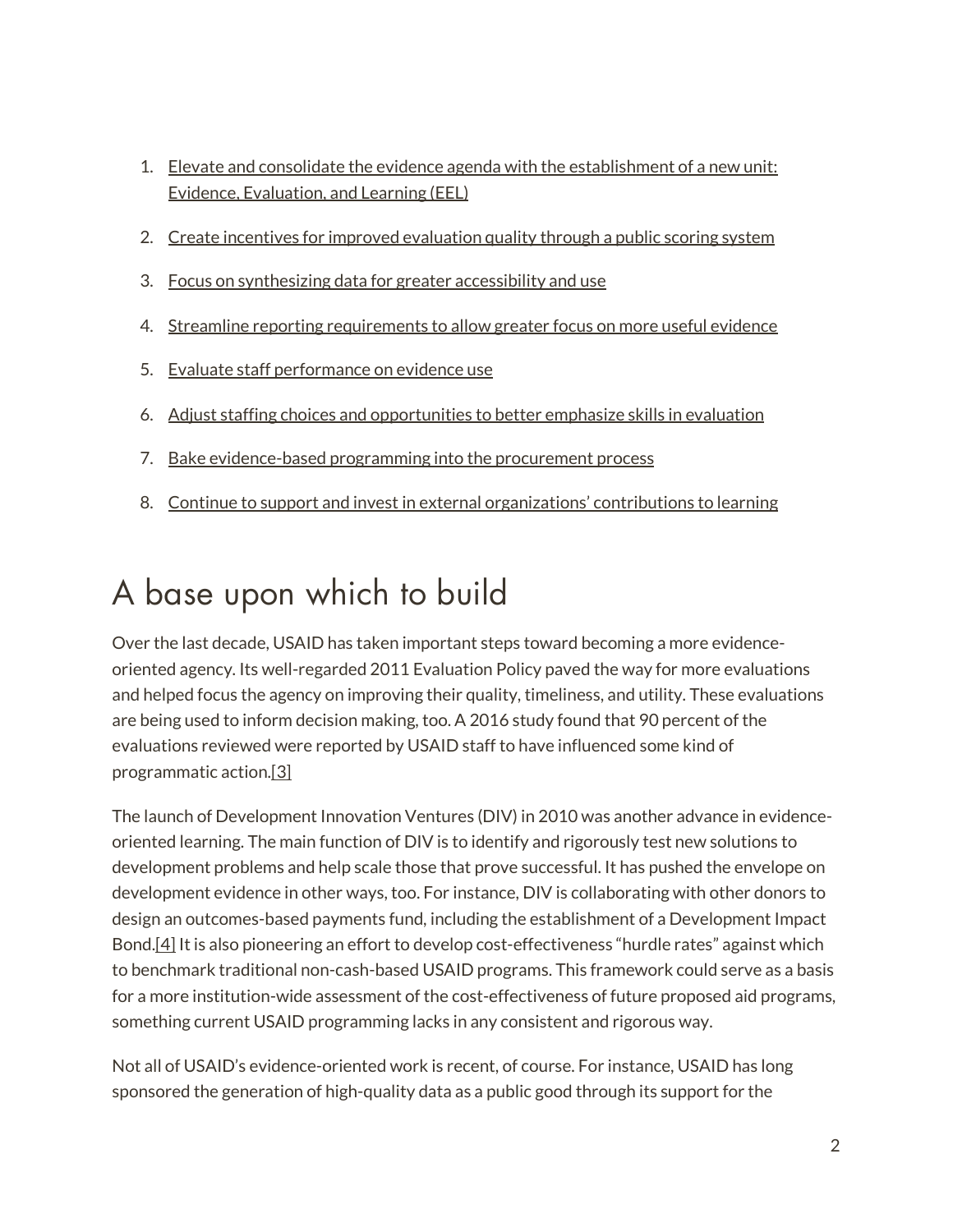1. Elevate and consolidate the evidence agenda with the establishment of a new unit: Evidence, Evaluation, and Learning (EEL)
2. Create incentives for improved evaluation quality through a public scoring system
3. Focus on synthesizing data for greater accessibility and use
4. Streamline reporting requirements to allow greater focus on more useful evidence
5. Evaluate staff performance on evidence use
6. Adjust staffing choices and opportunities to better emphasize skills in evaluation
7. Bake evidence-based programming into the procurement process
8. Continue to support and invest in external organizations' contributions to learning

# A base upon which to build

Over the last decade, USAID has taken important steps toward becoming a more evidence-oriented agency. Its well-regarded 2011 Evaluation Policy paved the way for more evaluations and helped focus the agency on improving their quality, timeliness, and utility. These evaluations are being used to inform decision making, too. A 2016 study found that 90 percent of the evaluations reviewed were reported by USAID staff to have influenced some kind of programmatic action.[3]

The launch of Development Innovation Ventures (DIV) in 2010 was another advance in evidence-oriented learning. The main function of DIV is to identify and rigorously test new solutions to development problems and help scale those that prove successful. It has pushed the envelope on development evidence in other ways, too. For instance, DIV is collaborating with other donors to design an outcomes-based payments fund, including the establishment of a Development Impact Bond.[4] It is also pioneering an effort to develop cost-effectiveness "hurdle rates" against which to benchmark traditional non-cash-based USAID programs. This framework could serve as a basis for a more institution-wide assessment of the cost-effectiveness of future proposed aid programs, something current USAID programming lacks in any consistent and rigorous way.

Not all of USAID's evidence-oriented work is recent, of course. For instance, USAID has long sponsored the generation of high-quality data as a public good through its support for the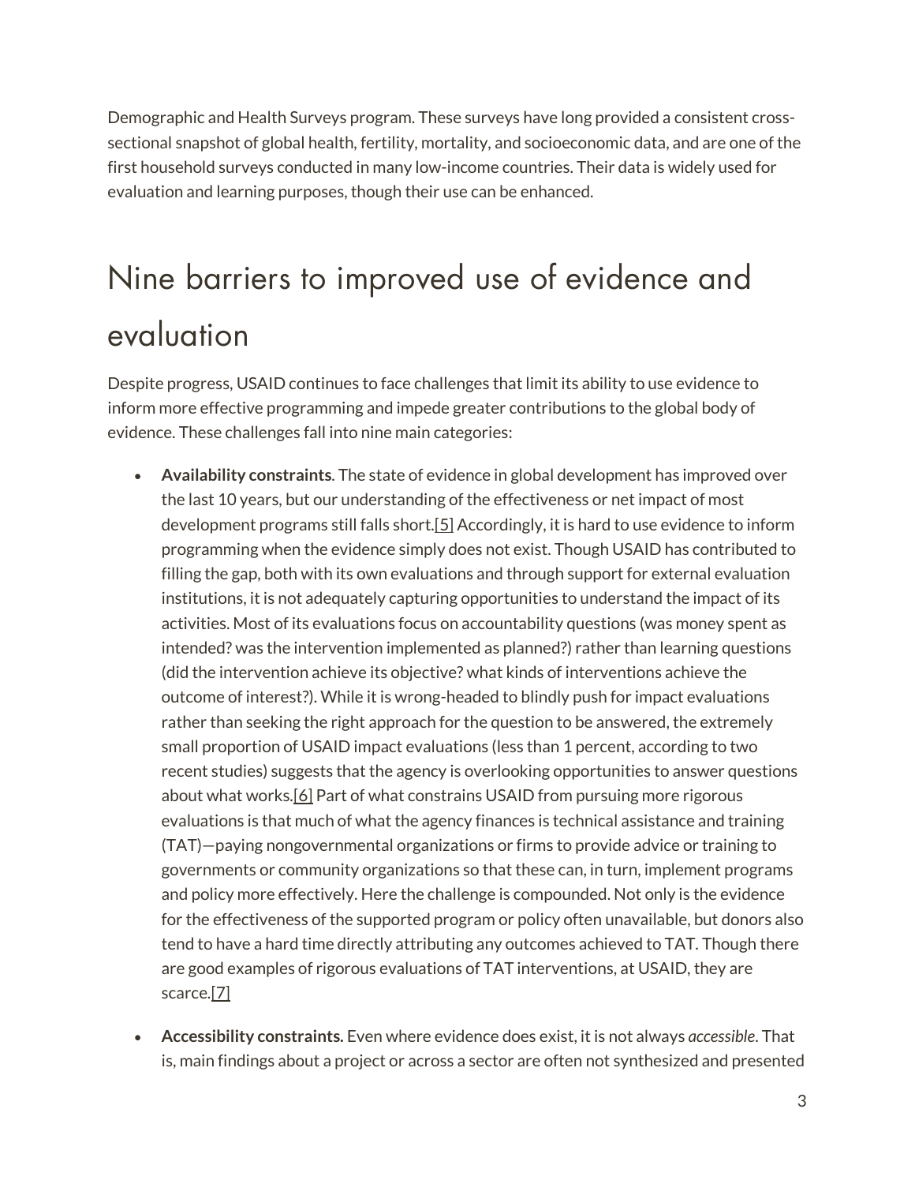Demographic and Health Surveys program. These surveys have long provided a consistent cross-sectional snapshot of global health, fertility, mortality, and socioeconomic data, and are one of the first household surveys conducted in many low-income countries. Their data is widely used for evaluation and learning purposes, though their use can be enhanced.

## Nine barriers to improved use of evidence and evaluation

Despite progress, USAID continues to face challenges that limit its ability to use evidence to inform more effective programming and impede greater contributions to the global body of evidence. These challenges fall into nine main categories:

- **Availability constraints**. The state of evidence in global development has improved over the last 10 years, but our understanding of the effectiveness or net impact of most development programs still falls short.[5] Accordingly, it is hard to use evidence to inform programming when the evidence simply does not exist. Though USAID has contributed to filling the gap, both with its own evaluations and through support for external evaluation institutions, it is not adequately capturing opportunities to understand the impact of its activities. Most of its evaluations focus on accountability questions (was money spent as intended? was the intervention implemented as planned?) rather than learning questions (did the intervention achieve its objective? what kinds of interventions achieve the outcome of interest?). While it is wrong-headed to blindly push for impact evaluations rather than seeking the right approach for the question to be answered, the extremely small proportion of USAID impact evaluations (less than 1 percent, according to two recent studies) suggests that the agency is overlooking opportunities to answer questions about what works.[6] Part of what constrains USAID from pursuing more rigorous evaluations is that much of what the agency finances is technical assistance and training (TAT)—paying nongovernmental organizations or firms to provide advice or training to governments or community organizations so that these can, in turn, implement programs and policy more effectively. Here the challenge is compounded. Not only is the evidence for the effectiveness of the supported program or policy often unavailable, but donors also tend to have a hard time directly attributing any outcomes achieved to TAT. Though there are good examples of rigorous evaluations of TAT interventions, at USAID, they are scarce.[7]

- **Accessibility constraints.** Even where evidence does exist, it is not always *accessible*. That is, main findings about a project or across a sector are often not synthesized and presented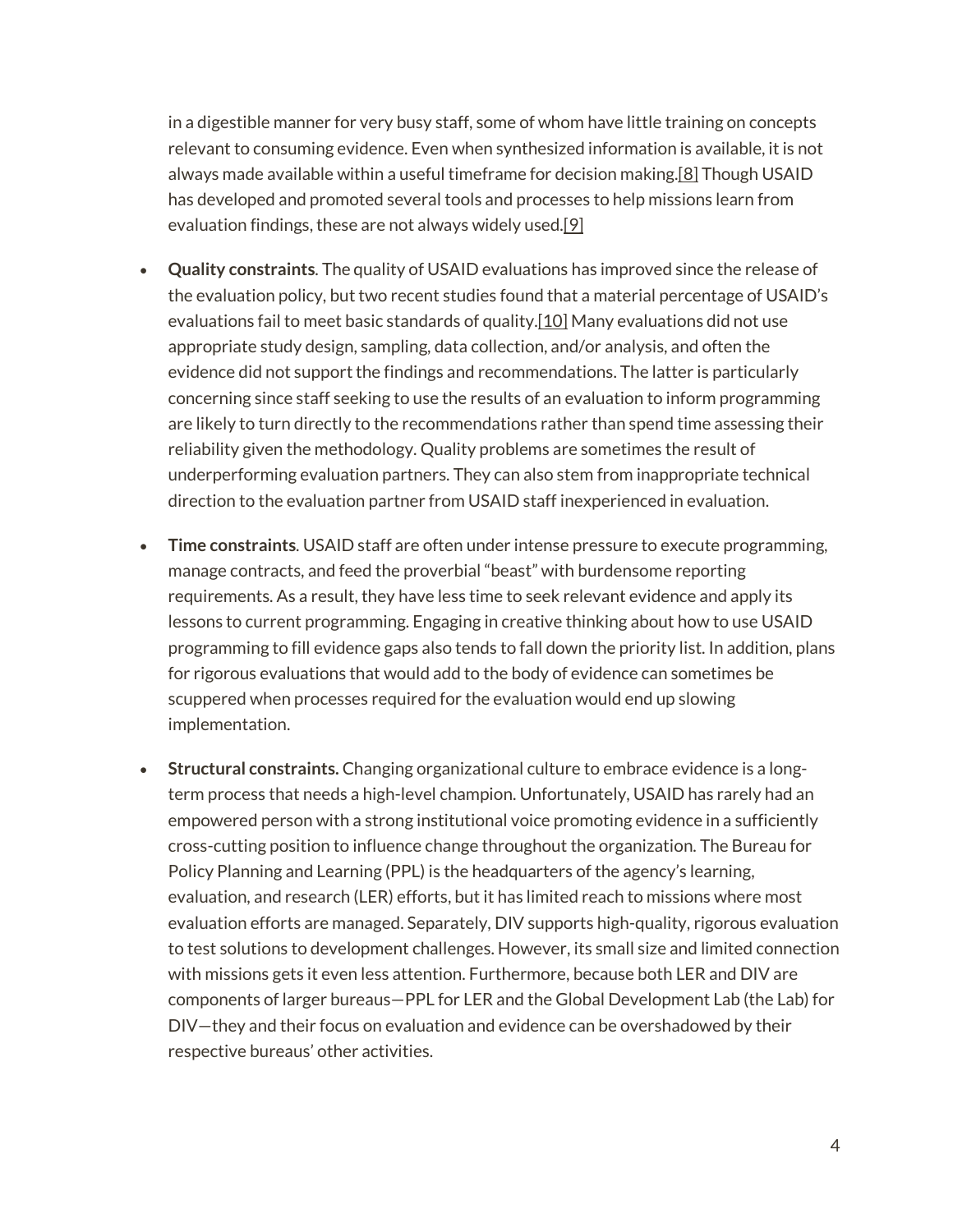in a digestible manner for very busy staff, some of whom have little training on concepts relevant to consuming evidence. Even when synthesized information is available, it is not always made available within a useful timeframe for decision making.[8] Though USAID has developed and promoted several tools and processes to help missions learn from evaluation findings, these are not always widely used.[9]

- **Quality constraints**. The quality of USAID evaluations has improved since the release of the evaluation policy, but two recent studies found that a material percentage of USAID's evaluations fail to meet basic standards of quality.[10] Many evaluations did not use appropriate study design, sampling, data collection, and/or analysis, and often the evidence did not support the findings and recommendations. The latter is particularly concerning since staff seeking to use the results of an evaluation to inform programming are likely to turn directly to the recommendations rather than spend time assessing their reliability given the methodology. Quality problems are sometimes the result of underperforming evaluation partners. They can also stem from inappropriate technical direction to the evaluation partner from USAID staff inexperienced in evaluation.

- **Time constraints**. USAID staff are often under intense pressure to execute programming, manage contracts, and feed the proverbial "beast" with burdensome reporting requirements. As a result, they have less time to seek relevant evidence and apply its lessons to current programming. Engaging in creative thinking about how to use USAID programming to fill evidence gaps also tends to fall down the priority list. In addition, plans for rigorous evaluations that would add to the body of evidence can sometimes be scuppered when processes required for the evaluation would end up slowing implementation.

- **Structural constraints.** Changing organizational culture to embrace evidence is a long-term process that needs a high-level champion. Unfortunately, USAID has rarely had an empowered person with a strong institutional voice promoting evidence in a sufficiently cross-cutting position to influence change throughout the organization. The Bureau for Policy Planning and Learning (PPL) is the headquarters of the agency's learning, evaluation, and research (LER) efforts, but it has limited reach to missions where most evaluation efforts are managed. Separately, DIV supports high-quality, rigorous evaluation to test solutions to development challenges. However, its small size and limited connection with missions gets it even less attention. Furthermore, because both LER and DIV are components of larger bureaus—PPL for LER and the Global Development Lab (the Lab) for DIV—they and their focus on evaluation and evidence can be overshadowed by their respective bureaus' other activities.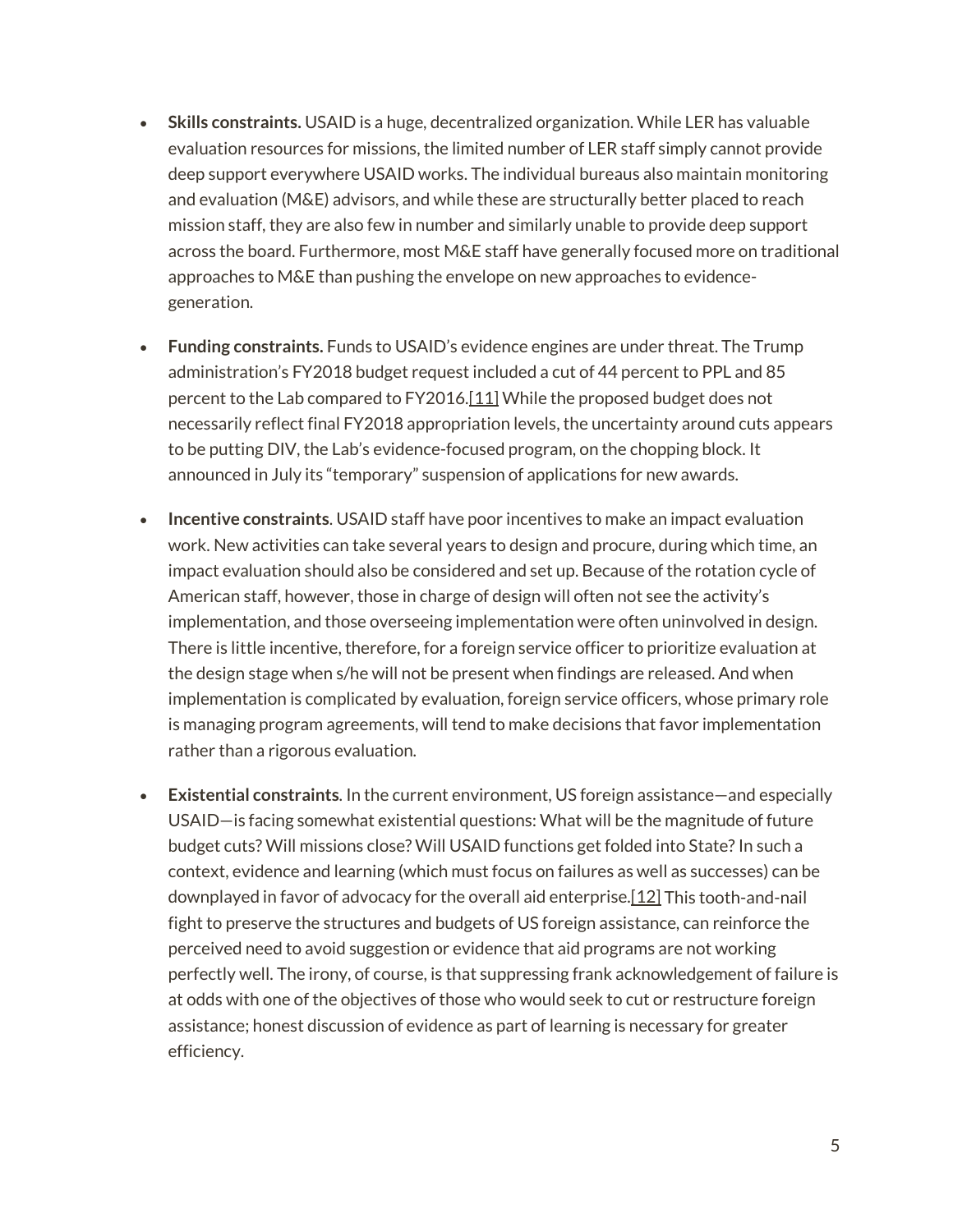- **Skills constraints.** USAID is a huge, decentralized organization. While LER has valuable evaluation resources for missions, the limited number of LER staff simply cannot provide deep support everywhere USAID works. The individual bureaus also maintain monitoring and evaluation (M&E) advisors, and while these are structurally better placed to reach mission staff, they are also few in number and similarly unable to provide deep support across the board. Furthermore, most M&E staff have generally focused more on traditional approaches to M&E than pushing the envelope on new approaches to evidence-generation.

- **Funding constraints.** Funds to USAID's evidence engines are under threat. The Trump administration's FY2018 budget request included a cut of 44 percent to PPL and 85 percent to the Lab compared to FY2016.[11] While the proposed budget does not necessarily reflect final FY2018 appropriation levels, the uncertainty around cuts appears to be putting DIV, the Lab's evidence-focused program, on the chopping block. It announced in July its "temporary" suspension of applications for new awards.

- **Incentive constraints**. USAID staff have poor incentives to make an impact evaluation work. New activities can take several years to design and procure, during which time, an impact evaluation should also be considered and set up. Because of the rotation cycle of American staff, however, those in charge of design will often not see the activity's implementation, and those overseeing implementation were often uninvolved in design. There is little incentive, therefore, for a foreign service officer to prioritize evaluation at the design stage when s/he will not be present when findings are released. And when implementation is complicated by evaluation, foreign service officers, whose primary role is managing program agreements, will tend to make decisions that favor implementation rather than a rigorous evaluation.

- **Existential constraints**. In the current environment, US foreign assistance—and especially USAID—is facing somewhat existential questions: What will be the magnitude of future budget cuts? Will missions close? Will USAID functions get folded into State? In such a context, evidence and learning (which must focus on failures as well as successes) can be downplayed in favor of advocacy for the overall aid enterprise.[12] This tooth-and-nail fight to preserve the structures and budgets of US foreign assistance, can reinforce the perceived need to avoid suggestion or evidence that aid programs are not working perfectly well. The irony, of course, is that suppressing frank acknowledgement of failure is at odds with one of the objectives of those who would seek to cut or restructure foreign assistance; honest discussion of evidence as part of learning is necessary for greater efficiency.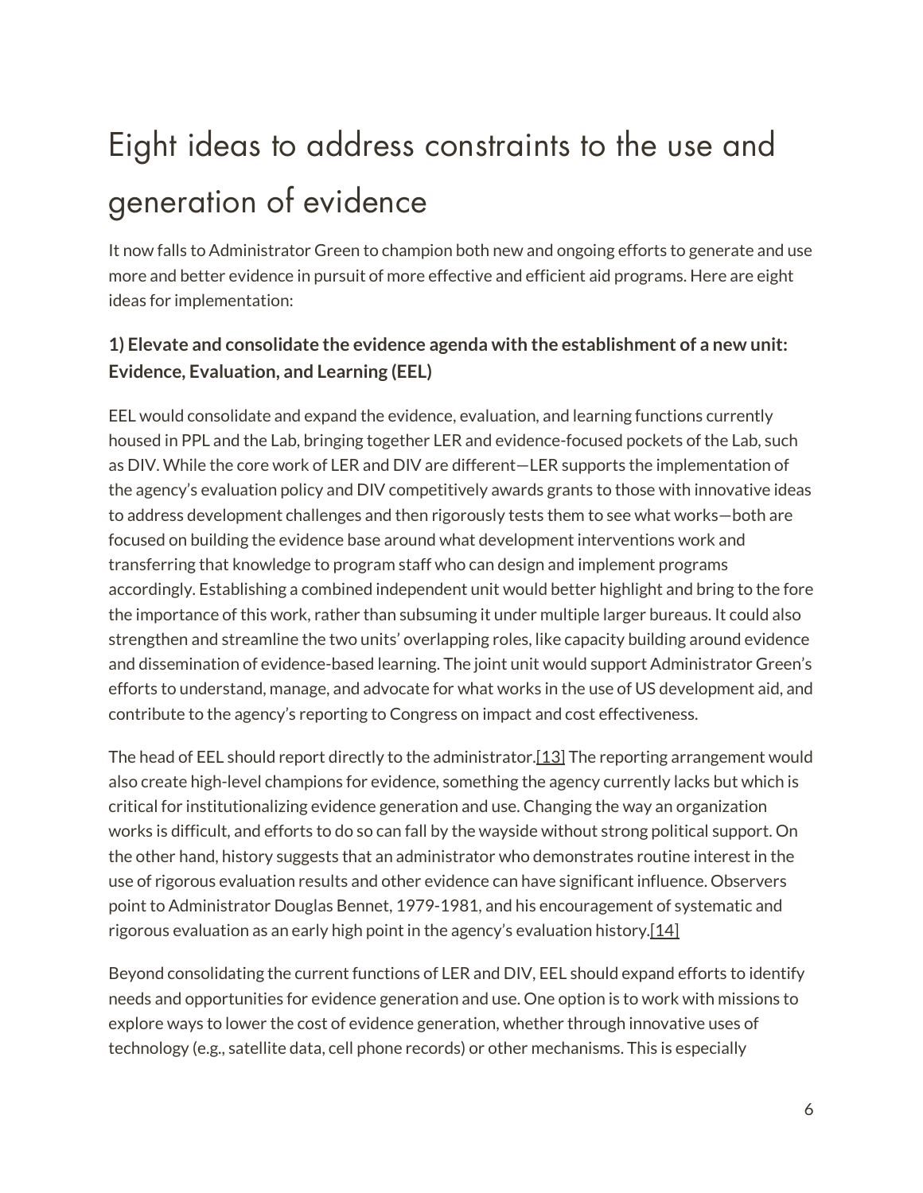# Eight ideas to address constraints to the use and generation of evidence

It now falls to Administrator Green to champion both new and ongoing efforts to generate and use more and better evidence in pursuit of more effective and efficient aid programs. Here are eight ideas for implementation:

### 1) Elevate and consolidate the evidence agenda with the establishment of a new unit: Evidence, Evaluation, and Learning (EEL)

EEL would consolidate and expand the evidence, evaluation, and learning functions currently housed in PPL and the Lab, bringing together LER and evidence-focused pockets of the Lab, such as DIV. While the core work of LER and DIV are different—LER supports the implementation of the agency's evaluation policy and DIV competitively awards grants to those with innovative ideas to address development challenges and then rigorously tests them to see what works—both are focused on building the evidence base around what development interventions work and transferring that knowledge to program staff who can design and implement programs accordingly. Establishing a combined independent unit would better highlight and bring to the fore the importance of this work, rather than subsuming it under multiple larger bureaus. It could also strengthen and streamline the two units' overlapping roles, like capacity building around evidence and dissemination of evidence-based learning. The joint unit would support Administrator Green's efforts to understand, manage, and advocate for what works in the use of US development aid, and contribute to the agency's reporting to Congress on impact and cost effectiveness.

The head of EEL should report directly to the administrator.[13] The reporting arrangement would also create high-level champions for evidence, something the agency currently lacks but which is critical for institutionalizing evidence generation and use. Changing the way an organization works is difficult, and efforts to do so can fall by the wayside without strong political support. On the other hand, history suggests that an administrator who demonstrates routine interest in the use of rigorous evaluation results and other evidence can have significant influence. Observers point to Administrator Douglas Bennet, 1979-1981, and his encouragement of systematic and rigorous evaluation as an early high point in the agency's evaluation history.[14]

Beyond consolidating the current functions of LER and DIV, EEL should expand efforts to identify needs and opportunities for evidence generation and use. One option is to work with missions to explore ways to lower the cost of evidence generation, whether through innovative uses of technology (e.g., satellite data, cell phone records) or other mechanisms. This is especially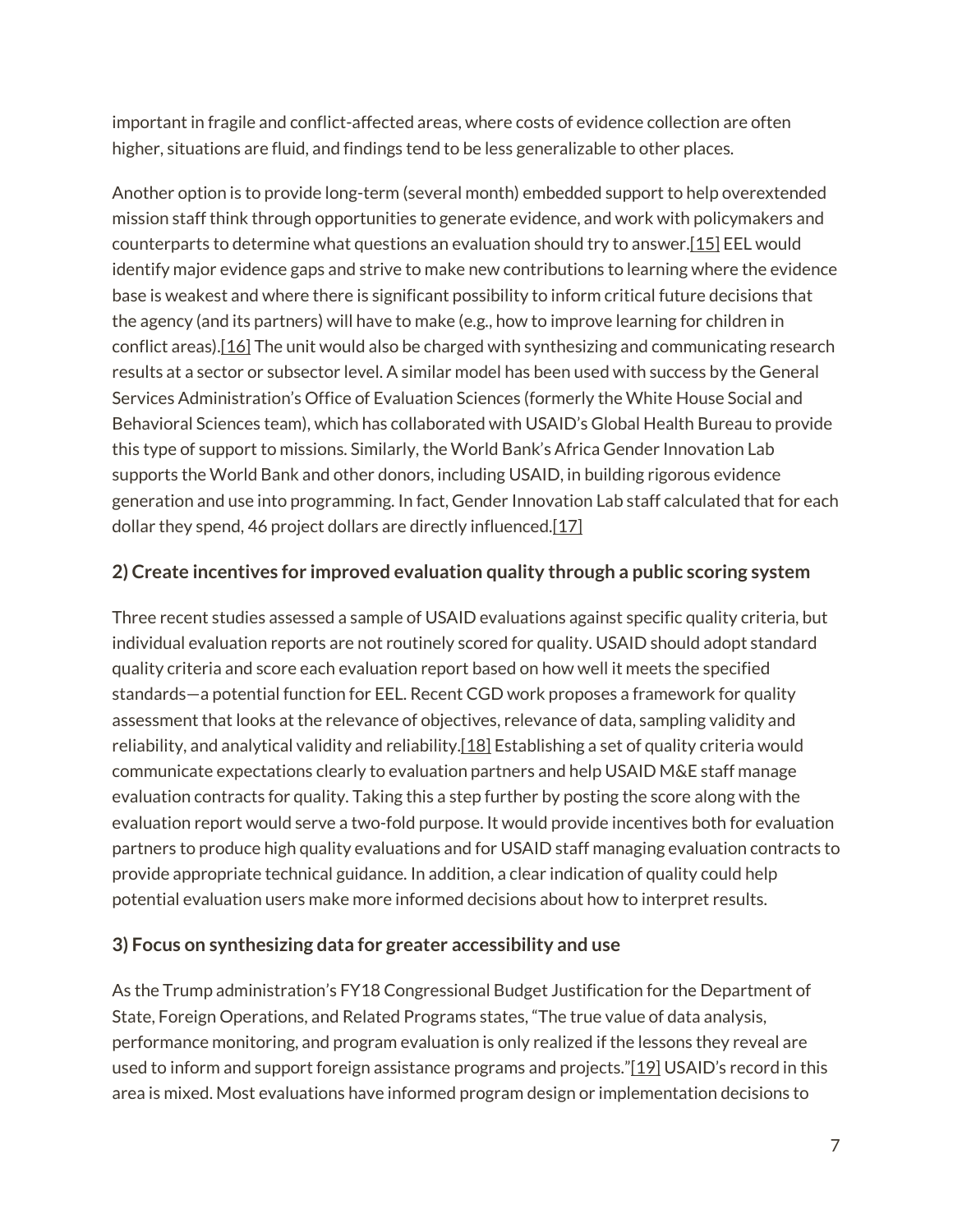important in fragile and conflict-affected areas, where costs of evidence collection are often higher, situations are fluid, and findings tend to be less generalizable to other places.

Another option is to provide long-term (several month) embedded support to help overextended mission staff think through opportunities to generate evidence, and work with policymakers and counterparts to determine what questions an evaluation should try to answer.[15] EEL would identify major evidence gaps and strive to make new contributions to learning where the evidence base is weakest and where there is significant possibility to inform critical future decisions that the agency (and its partners) will have to make (e.g., how to improve learning for children in conflict areas).[16] The unit would also be charged with synthesizing and communicating research results at a sector or subsector level. A similar model has been used with success by the General Services Administration's Office of Evaluation Sciences (formerly the White House Social and Behavioral Sciences team), which has collaborated with USAID's Global Health Bureau to provide this type of support to missions. Similarly, the World Bank's Africa Gender Innovation Lab supports the World Bank and other donors, including USAID, in building rigorous evidence generation and use into programming. In fact, Gender Innovation Lab staff calculated that for each dollar they spend, 46 project dollars are directly influenced.[17]

### 2) Create incentives for improved evaluation quality through a public scoring system

Three recent studies assessed a sample of USAID evaluations against specific quality criteria, but individual evaluation reports are not routinely scored for quality. USAID should adopt standard quality criteria and score each evaluation report based on how well it meets the specified standards—a potential function for EEL. Recent CGD work proposes a framework for quality assessment that looks at the relevance of objectives, relevance of data, sampling validity and reliability, and analytical validity and reliability.[18] Establishing a set of quality criteria would communicate expectations clearly to evaluation partners and help USAID M&E staff manage evaluation contracts for quality. Taking this a step further by posting the score along with the evaluation report would serve a two-fold purpose. It would provide incentives both for evaluation partners to produce high quality evaluations and for USAID staff managing evaluation contracts to provide appropriate technical guidance. In addition, a clear indication of quality could help potential evaluation users make more informed decisions about how to interpret results.

### 3) Focus on synthesizing data for greater accessibility and use

As the Trump administration's FY18 Congressional Budget Justification for the Department of State, Foreign Operations, and Related Programs states, "The true value of data analysis, performance monitoring, and program evaluation is only realized if the lessons they reveal are used to inform and support foreign assistance programs and projects."[19] USAID's record in this area is mixed. Most evaluations have informed program design or implementation decisions to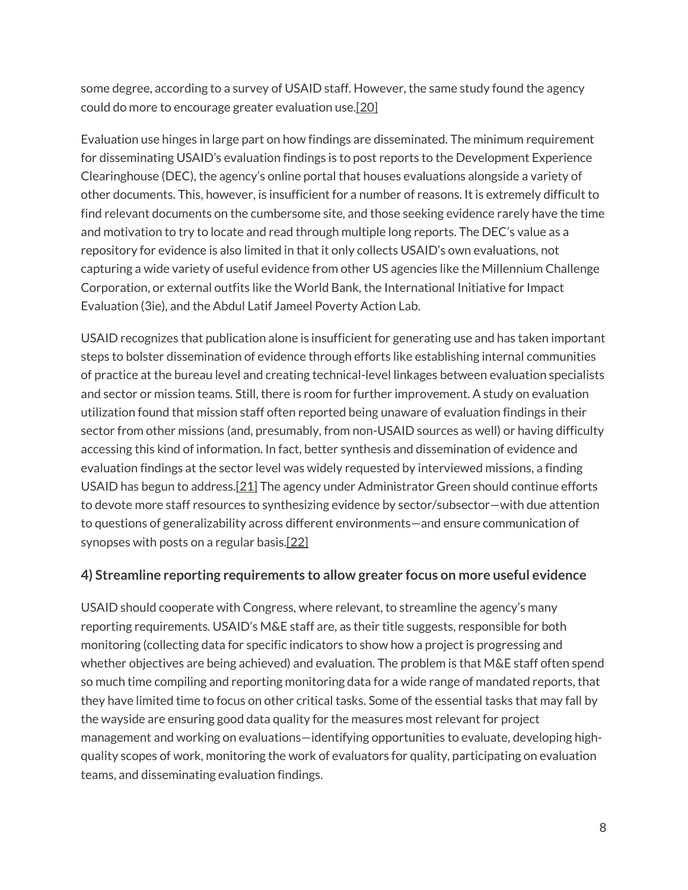some degree, according to a survey of USAID staff. However, the same study found the agency could do more to encourage greater evaluation use.[20]

Evaluation use hinges in large part on how findings are disseminated. The minimum requirement for disseminating USAID's evaluation findings is to post reports to the Development Experience Clearinghouse (DEC), the agency's online portal that houses evaluations alongside a variety of other documents. This, however, is insufficient for a number of reasons. It is extremely difficult to find relevant documents on the cumbersome site, and those seeking evidence rarely have the time and motivation to try to locate and read through multiple long reports. The DEC's value as a repository for evidence is also limited in that it only collects USAID's own evaluations, not capturing a wide variety of useful evidence from other US agencies like the Millennium Challenge Corporation, or external outfits like the World Bank, the International Initiative for Impact Evaluation (3ie), and the Abdul Latif Jameel Poverty Action Lab.

USAID recognizes that publication alone is insufficient for generating use and has taken important steps to bolster dissemination of evidence through efforts like establishing internal communities of practice at the bureau level and creating technical-level linkages between evaluation specialists and sector or mission teams. Still, there is room for further improvement. A study on evaluation utilization found that mission staff often reported being unaware of evaluation findings in their sector from other missions (and, presumably, from non-USAID sources as well) or having difficulty accessing this kind of information. In fact, better synthesis and dissemination of evidence and evaluation findings at the sector level was widely requested by interviewed missions, a finding USAID has begun to address.[21] The agency under Administrator Green should continue efforts to devote more staff resources to synthesizing evidence by sector/subsector—with due attention to questions of generalizability across different environments—and ensure communication of synopses with posts on a regular basis.[22]

### 4) Streamline reporting requirements to allow greater focus on more useful evidence

USAID should cooperate with Congress, where relevant, to streamline the agency's many reporting requirements. USAID's M&E staff are, as their title suggests, responsible for both monitoring (collecting data for specific indicators to show how a project is progressing and whether objectives are being achieved) and evaluation. The problem is that M&E staff often spend so much time compiling and reporting monitoring data for a wide range of mandated reports, that they have limited time to focus on other critical tasks. Some of the essential tasks that may fall by the wayside are ensuring good data quality for the measures most relevant for project management and working on evaluations—identifying opportunities to evaluate, developing high-quality scopes of work, monitoring the work of evaluators for quality, participating on evaluation teams, and disseminating evaluation findings.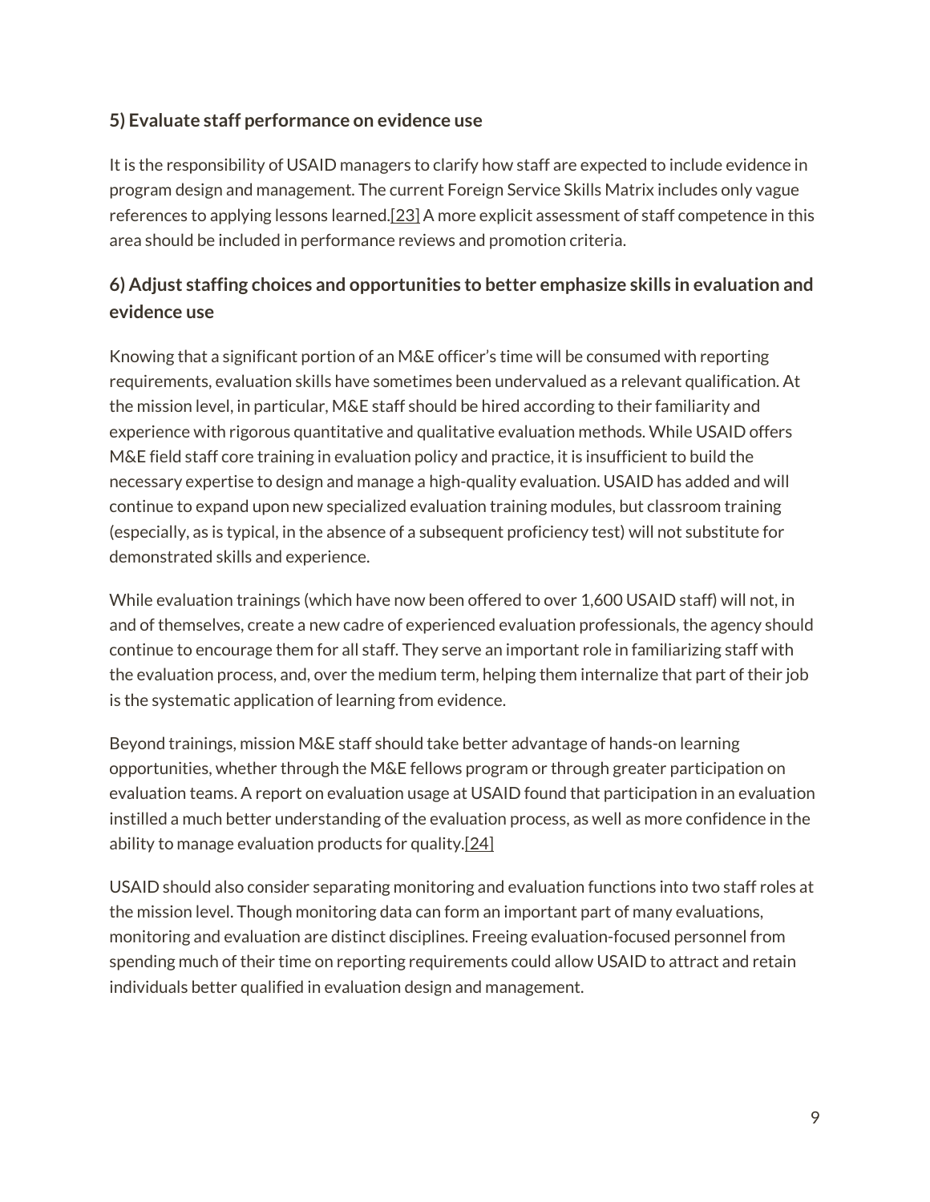### 5) Evaluate staff performance on evidence use

It is the responsibility of USAID managers to clarify how staff are expected to include evidence in program design and management. The current Foreign Service Skills Matrix includes only vague references to applying lessons learned.[23] A more explicit assessment of staff competence in this area should be included in performance reviews and promotion criteria.

### 6) Adjust staffing choices and opportunities to better emphasize skills in evaluation and evidence use

Knowing that a significant portion of an M&E officer's time will be consumed with reporting requirements, evaluation skills have sometimes been undervalued as a relevant qualification. At the mission level, in particular, M&E staff should be hired according to their familiarity and experience with rigorous quantitative and qualitative evaluation methods. While USAID offers M&E field staff core training in evaluation policy and practice, it is insufficient to build the necessary expertise to design and manage a high-quality evaluation. USAID has added and will continue to expand upon new specialized evaluation training modules, but classroom training (especially, as is typical, in the absence of a subsequent proficiency test) will not substitute for demonstrated skills and experience.

While evaluation trainings (which have now been offered to over 1,600 USAID staff) will not, in and of themselves, create a new cadre of experienced evaluation professionals, the agency should continue to encourage them for all staff. They serve an important role in familiarizing staff with the evaluation process, and, over the medium term, helping them internalize that part of their job is the systematic application of learning from evidence.

Beyond trainings, mission M&E staff should take better advantage of hands-on learning opportunities, whether through the M&E fellows program or through greater participation on evaluation teams. A report on evaluation usage at USAID found that participation in an evaluation instilled a much better understanding of the evaluation process, as well as more confidence in the ability to manage evaluation products for quality.[24]

USAID should also consider separating monitoring and evaluation functions into two staff roles at the mission level. Though monitoring data can form an important part of many evaluations, monitoring and evaluation are distinct disciplines. Freeing evaluation-focused personnel from spending much of their time on reporting requirements could allow USAID to attract and retain individuals better qualified in evaluation design and management.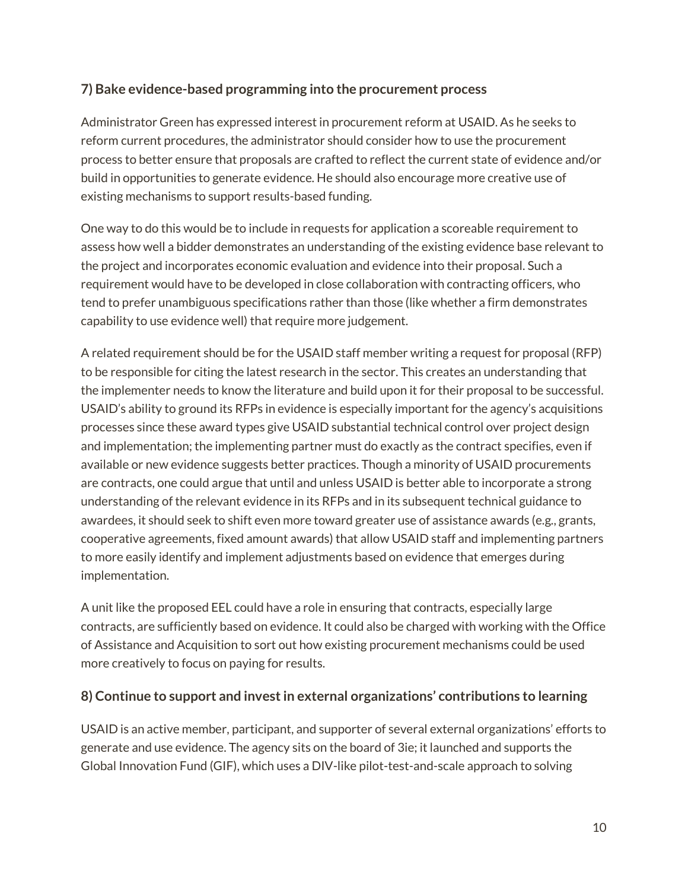### 7) Bake evidence-based programming into the procurement process

Administrator Green has expressed interest in procurement reform at USAID. As he seeks to reform current procedures, the administrator should consider how to use the procurement process to better ensure that proposals are crafted to reflect the current state of evidence and/or build in opportunities to generate evidence. He should also encourage more creative use of existing mechanisms to support results-based funding.

One way to do this would be to include in requests for application a scoreable requirement to assess how well a bidder demonstrates an understanding of the existing evidence base relevant to the project and incorporates economic evaluation and evidence into their proposal. Such a requirement would have to be developed in close collaboration with contracting officers, who tend to prefer unambiguous specifications rather than those (like whether a firm demonstrates capability to use evidence well) that require more judgement.

A related requirement should be for the USAID staff member writing a request for proposal (RFP) to be responsible for citing the latest research in the sector. This creates an understanding that the implementer needs to know the literature and build upon it for their proposal to be successful. USAID's ability to ground its RFPs in evidence is especially important for the agency's acquisitions processes since these award types give USAID substantial technical control over project design and implementation; the implementing partner must do exactly as the contract specifies, even if available or new evidence suggests better practices. Though a minority of USAID procurements are contracts, one could argue that until and unless USAID is better able to incorporate a strong understanding of the relevant evidence in its RFPs and in its subsequent technical guidance to awardees, it should seek to shift even more toward greater use of assistance awards (e.g., grants, cooperative agreements, fixed amount awards) that allow USAID staff and implementing partners to more easily identify and implement adjustments based on evidence that emerges during implementation.

A unit like the proposed EEL could have a role in ensuring that contracts, especially large contracts, are sufficiently based on evidence. It could also be charged with working with the Office of Assistance and Acquisition to sort out how existing procurement mechanisms could be used more creatively to focus on paying for results.

### 8) Continue to support and invest in external organizations' contributions to learning

USAID is an active member, participant, and supporter of several external organizations' efforts to generate and use evidence. The agency sits on the board of 3ie; it launched and supports the Global Innovation Fund (GIF), which uses a DIV-like pilot-test-and-scale approach to solving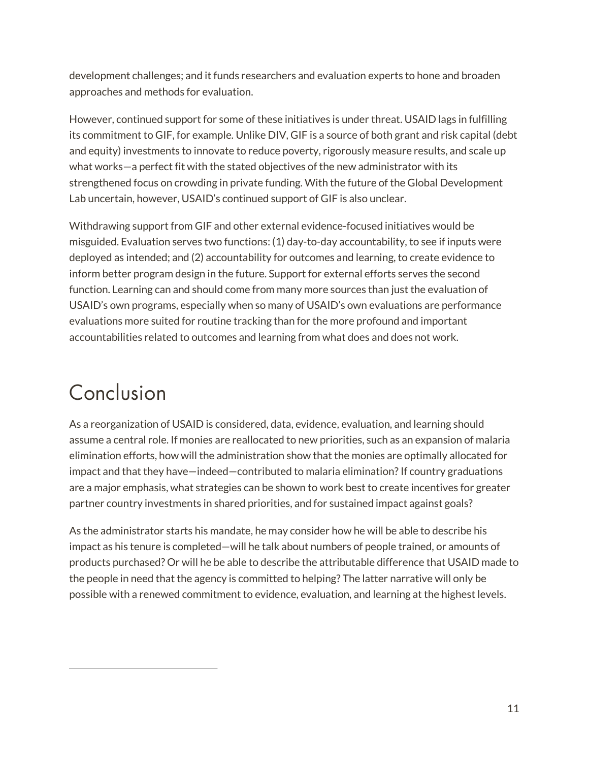development challenges; and it funds researchers and evaluation experts to hone and broaden approaches and methods for evaluation.

However, continued support for some of these initiatives is under threat. USAID lags in fulfilling its commitment to GIF, for example. Unlike DIV, GIF is a source of both grant and risk capital (debt and equity) investments to innovate to reduce poverty, rigorously measure results, and scale up what works—a perfect fit with the stated objectives of the new administrator with its strengthened focus on crowding in private funding. With the future of the Global Development Lab uncertain, however, USAID's continued support of GIF is also unclear.

Withdrawing support from GIF and other external evidence-focused initiatives would be misguided. Evaluation serves two functions: (1) day-to-day accountability, to see if inputs were deployed as intended; and (2) accountability for outcomes and learning, to create evidence to inform better program design in the future. Support for external efforts serves the second function. Learning can and should come from many more sources than just the evaluation of USAID's own programs, especially when so many of USAID's own evaluations are performance evaluations more suited for routine tracking than for the more profound and important accountabilities related to outcomes and learning from what does and does not work.

# Conclusion

As a reorganization of USAID is considered, data, evidence, evaluation, and learning should assume a central role. If monies are reallocated to new priorities, such as an expansion of malaria elimination efforts, how will the administration show that the monies are optimally allocated for impact and that they have—indeed—contributed to malaria elimination? If country graduations are a major emphasis, what strategies can be shown to work best to create incentives for greater partner country investments in shared priorities, and for sustained impact against goals?

As the administrator starts his mandate, he may consider how he will be able to describe his impact as his tenure is completed—will he talk about numbers of people trained, or amounts of products purchased? Or will he be able to describe the attributable difference that USAID made to the people in need that the agency is committed to helping? The latter narrative will only be possible with a renewed commitment to evidence, evaluation, and learning at the highest levels.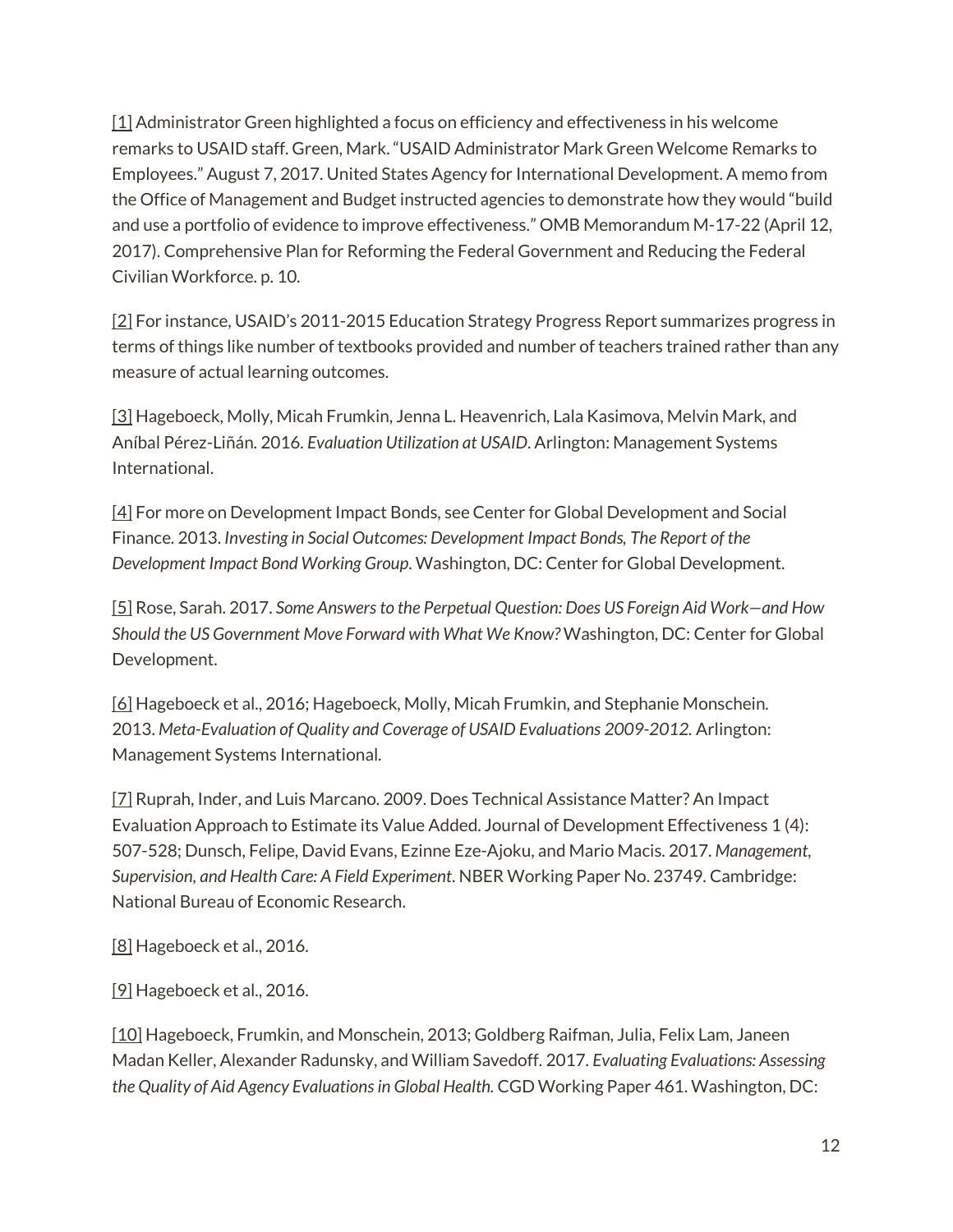[1] Administrator Green highlighted a focus on efficiency and effectiveness in his welcome remarks to USAID staff. Green, Mark. "USAID Administrator Mark Green Welcome Remarks to Employees." August 7, 2017. United States Agency for International Development. A memo from the Office of Management and Budget instructed agencies to demonstrate how they would "build and use a portfolio of evidence to improve effectiveness." OMB Memorandum M-17-22 (April 12, 2017). Comprehensive Plan for Reforming the Federal Government and Reducing the Federal Civilian Workforce. p. 10.

[2] For instance, USAID's 2011-2015 Education Strategy Progress Report summarizes progress in terms of things like number of textbooks provided and number of teachers trained rather than any measure of actual learning outcomes.

[3] Hageboeck, Molly, Micah Frumkin, Jenna L. Heavenrich, Lala Kasimova, Melvin Mark, and Aníbal Pérez-Liñán. 2016. *Evaluation Utilization at USAID*. Arlington: Management Systems International.

[4] For more on Development Impact Bonds, see Center for Global Development and Social Finance. 2013. *Investing in Social Outcomes: Development Impact Bonds, The Report of the Development Impact Bond Working Group*. Washington, DC: Center for Global Development.

[5] Rose, Sarah. 2017. *Some Answers to the Perpetual Question: Does US Foreign Aid Work—and How Should the US Government Move Forward with What We Know?* Washington, DC: Center for Global Development.

[6] Hageboeck et al., 2016; Hageboeck, Molly, Micah Frumkin, and Stephanie Monschein. 2013. *Meta-Evaluation of Quality and Coverage of USAID Evaluations 2009-2012.* Arlington: Management Systems International.

[7] Ruprah, Inder, and Luis Marcano. 2009. Does Technical Assistance Matter? An Impact Evaluation Approach to Estimate its Value Added. Journal of Development Effectiveness 1 (4): 507-528; Dunsch, Felipe, David Evans, Ezinne Eze-Ajoku, and Mario Macis. 2017. *Management, Supervision, and Health Care: A Field Experiment*. NBER Working Paper No. 23749. Cambridge: National Bureau of Economic Research.

[8] Hageboeck et al., 2016.

[9] Hageboeck et al., 2016.

[10] Hageboeck, Frumkin, and Monschein, 2013; Goldberg Raifman, Julia, Felix Lam, Janeen Madan Keller, Alexander Radunsky, and William Savedoff. 2017. *Evaluating Evaluations: Assessing the Quality of Aid Agency Evaluations in Global Health.* CGD Working Paper 461. Washington, DC: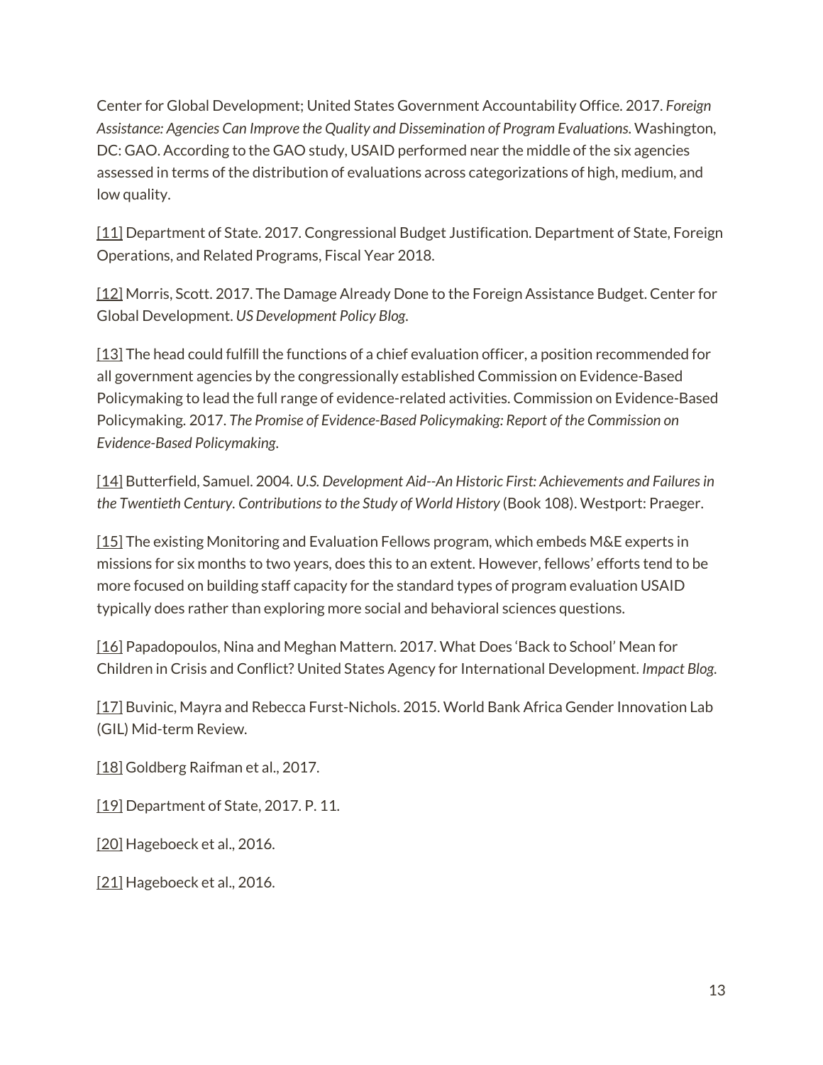Center for Global Development; United States Government Accountability Office. 2017. *Foreign Assistance: Agencies Can Improve the Quality and Dissemination of Program Evaluations.* Washington, DC: GAO. According to the GAO study, USAID performed near the middle of the six agencies assessed in terms of the distribution of evaluations across categorizations of high, medium, and low quality.

[11] Department of State. 2017. Congressional Budget Justification. Department of State, Foreign Operations, and Related Programs, Fiscal Year 2018.

[12] Morris, Scott. 2017. The Damage Already Done to the Foreign Assistance Budget. Center for Global Development. *US Development Policy Blog*.

[13] The head could fulfill the functions of a chief evaluation officer, a position recommended for all government agencies by the congressionally established Commission on Evidence-Based Policymaking to lead the full range of evidence-related activities. Commission on Evidence-Based Policymaking. 2017. *The Promise of Evidence-Based Policymaking: Report of the Commission on Evidence-Based Policymaking*.

[14] Butterfield, Samuel. 2004. *U.S. Development Aid--An Historic First: Achievements and Failures in the Twentieth Century. Contributions to the Study of World History* (Book 108). Westport: Praeger.

[15] The existing Monitoring and Evaluation Fellows program, which embeds M&E experts in missions for six months to two years, does this to an extent. However, fellows' efforts tend to be more focused on building staff capacity for the standard types of program evaluation USAID typically does rather than exploring more social and behavioral sciences questions.

[16] Papadopoulos, Nina and Meghan Mattern. 2017. What Does 'Back to School' Mean for Children in Crisis and Conflict? United States Agency for International Development. *Impact Blog.*

[17] Buvinic, Mayra and Rebecca Furst-Nichols. 2015. World Bank Africa Gender Innovation Lab (GIL) Mid-term Review.

[18] Goldberg Raifman et al., 2017.

[19] Department of State, 2017. P. 11.

[20] Hageboeck et al., 2016.

[21] Hageboeck et al., 2016.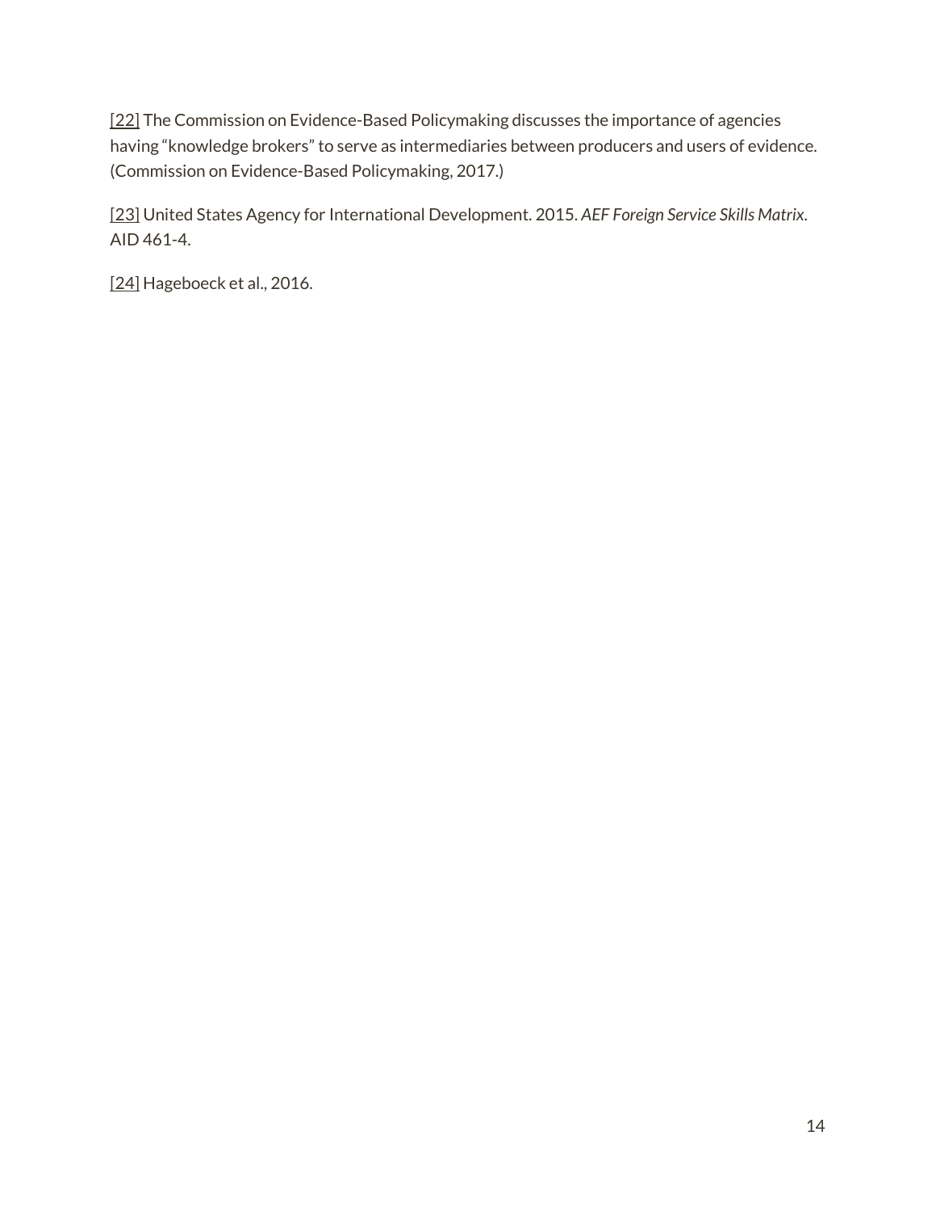[22] The Commission on Evidence-Based Policymaking discusses the importance of agencies having "knowledge brokers" to serve as intermediaries between producers and users of evidence. (Commission on Evidence-Based Policymaking, 2017.)

[23] United States Agency for International Development. 2015. *AEF Foreign Service Skills Matrix*. AID 461-4.

[24] Hageboeck et al., 2016.